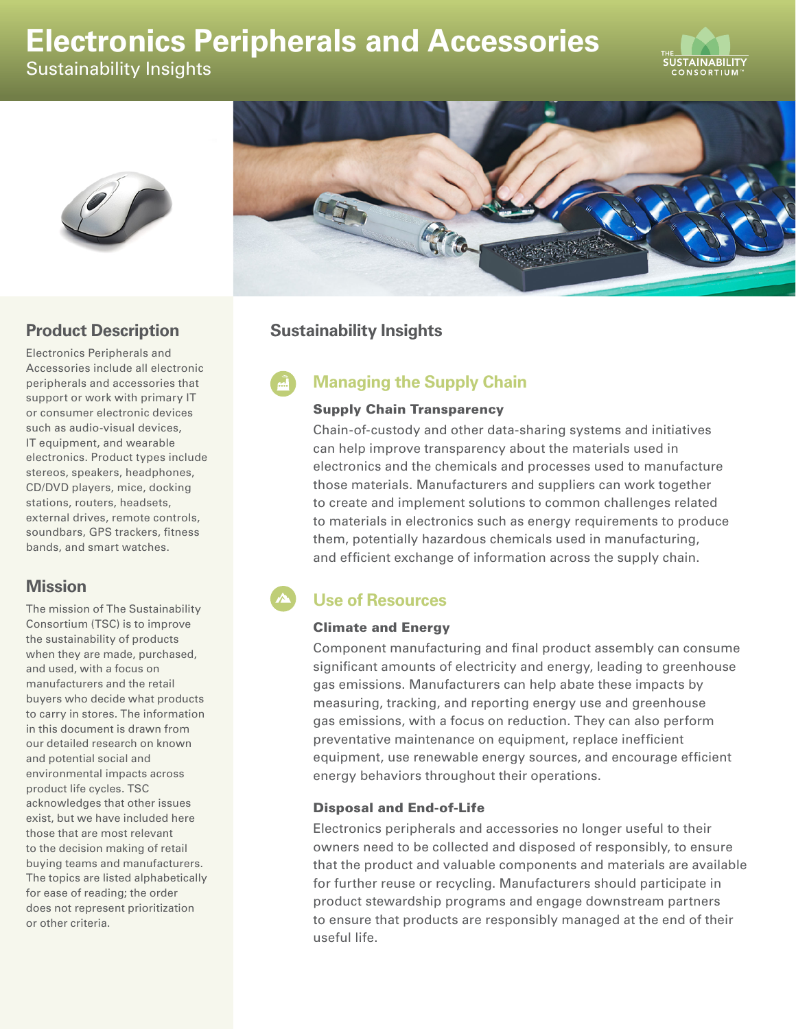# Electronics Peripherals and Accessories

Sustainability Insights

## Product Description

Electronics Peripherals and Accessories include all electronic peripherals and accessories that support or work with primary IT or consumer electronic devices such as audio-visual devices, IT equipment, and wearable electronics. Product types include stereos, speakers, headphones, CD/DVD players, mice, docking stations, routers, headsets, external drives, remote controls, soundbars, GPS trackers, fitness bands, and smart watches.

## Mission

The mission of The Sustainability Consortium (TSC) is to improve the sustainability of products when they are made, purchased, and used, with a focus on manufacturers and the retail buyers who decide what products to carry in stores. The information in this document is drawn from our detailed research on known and potential social and environmental impacts across product life cycles. TSC acknowledges that other issues exist, but we have included here those that are most relevant to the decision making of retail buying teams and manufacturers. The topics are listed alphabetically for ease of reading; the order does not represent prioritization or other criteria.

## Sustainability Insights

### Managing the Supply Chain

**Supply Chain Transparency**

Chain-of-custody and other data-sharing systems and initiatives can help improve transparency about the materials used in electronics and the chemicals and processes used to manufacture those materials. Manufacturers and suppliers can work together to create and implement solutions to common challenges related to materials in electronics such as energy requirements to produce them, potentially hazardous chemicals used in manufacturing, and efficient exchange of information across the supply chain.

### Use of Resources

**Climate and Energy**

Component manufacturing and final product assembly can consume significant amounts of electricity and energy, leading to greenhouse gas emissions. Manufacturers can help abate these impacts by measuring, tracking, and reporting energy use and greenhouse gas emissions, with a focus on reduction. They can also perform preventative maintenance on equipment, replace inefficient equipment, use renewable energy sources, and encourage efficient energy behaviors throughout their operations.

**Disposal and End-of-Life**

Electronics peripherals and accessories no longer useful to their owners need to be collected and disposed of responsibly, to ensure that the product and valuable components and materials are available for further reuse or recycling. Manufacturers should participate in product stewardship programs and engage downstream partners to ensure that products are responsibly managed at the end of their useful life.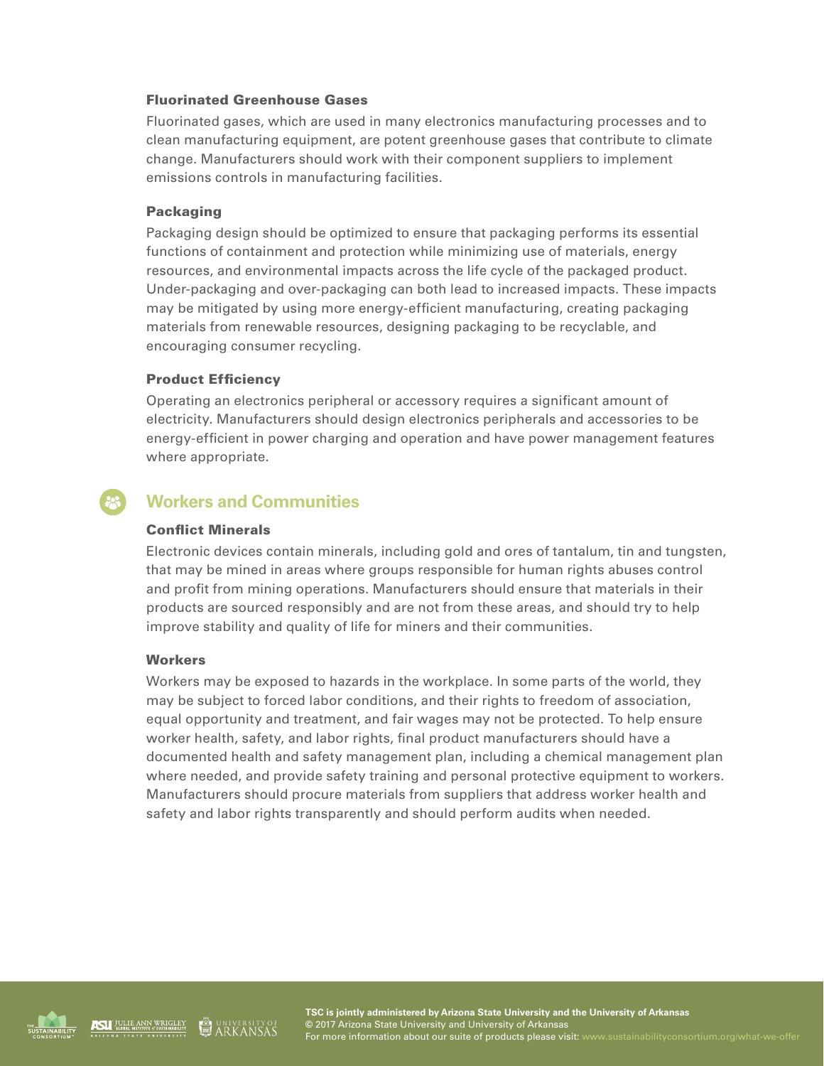### Fluorinated Greenhouse Gases

Fluorinated gases, which are used in many electronics manufacturing processes and to clean manufacturing equipment, are potent greenhouse gases that contribute to climate change. Manufacturers should work with their component suppliers to implement emissions controls in manufacturing facilities.

### Packaging

Packaging design should be optimized to ensure that packaging performs its essential functions of containment and protection while minimizing use of materials, energy resources, and environmental impacts across the life cycle of the packaged product. Under-packaging and over-packaging can both lead to increased impacts. These impacts may be mitigated by using more energy-efficient manufacturing, creating packaging materials from renewable resources, designing packaging to be recyclable, and encouraging consumer recycling.

### Product Efficiency

Operating an electronics peripheral or accessory requires a significant amount of electricity. Manufacturers should design electronics peripherals and accessories to be energy-efficient in power charging and operation and have power management features where appropriate.

## Workers and Communities

### Conflict Minerals

Electronic devices contain minerals, including gold and ores of tantalum, tin and tungsten, that may be mined in areas where groups responsible for human rights abuses control and profit from mining operations. Manufacturers should ensure that materials in their products are sourced responsibly and are not from these areas, and should try to help improve stability and quality of life for miners and their communities.

### Workers

Workers may be exposed to hazards in the workplace. In some parts of the world, they may be subject to forced labor conditions, and their rights to freedom of association, equal opportunity and treatment, and fair wages may not be protected. To help ensure worker health, safety, and labor rights, final product manufacturers should have a documented health and safety management plan, including a chemical management plan where needed, and provide safety training and personal protective equipment to workers. Manufacturers should procure materials from suppliers that address worker health and safety and labor rights transparently and should perform audits when needed.

**TSC is jointly administered by Arizona State University and the University of Arkansas**
© 2017 Arizona State University and University of Arkansas
For more information about our suite of products please visit: www.sustainabilityconsortium.org/what-we-offer